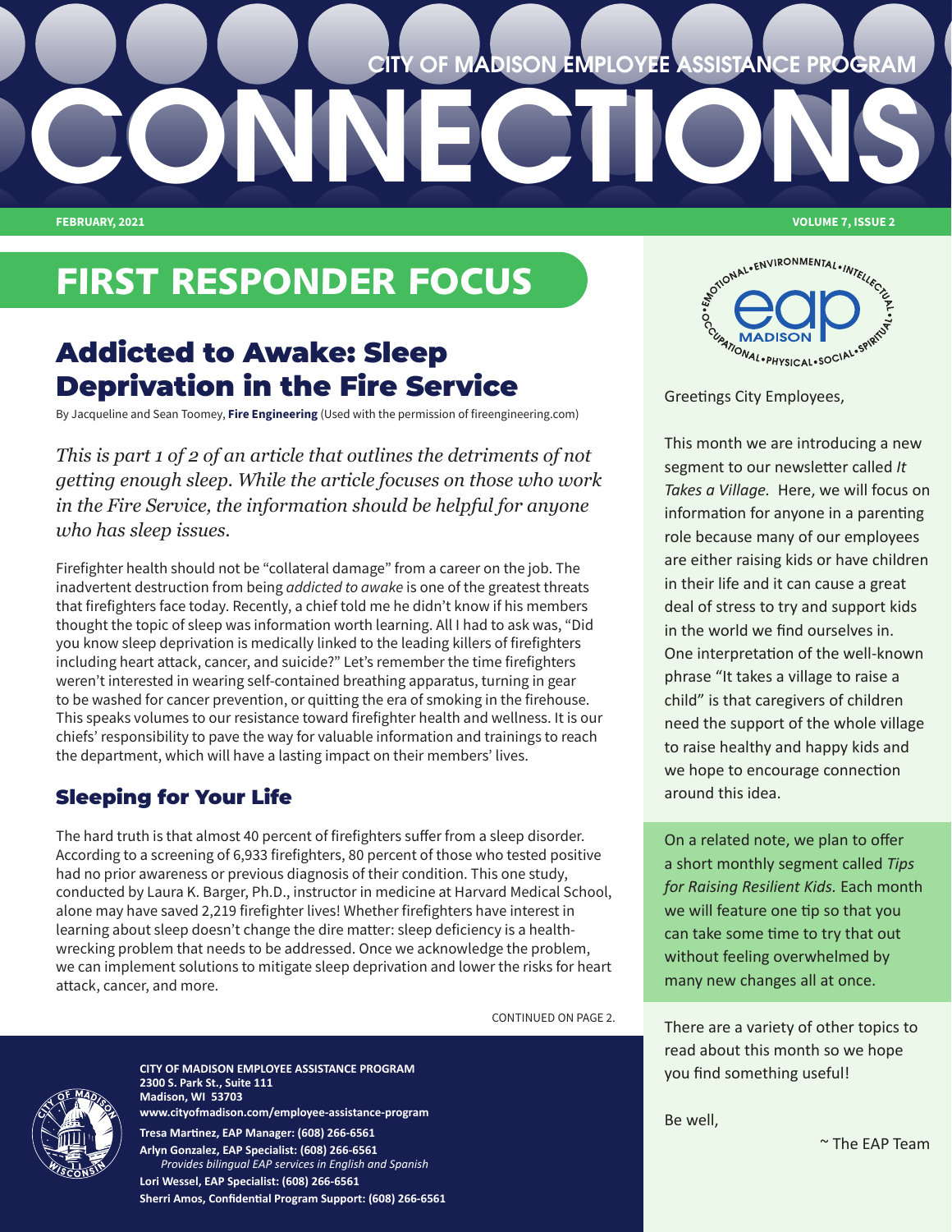# CITY OF MADISON EMPLOYEE ASSISTANCE PROGRAM CONNECTIONS

FEBRUARY, 2021

## FIRST RESPONDER FOCUS

## Addicted to Awake: Sleep Deprivation in the Fire Service

By Jacqueline and Sean Toomey, **Fire Engineering** (Used with the permission of fireengineering.com)

*This is part 1 of 2 of an article that outlines the detriments of not getting enough sleep. While the article focuses on those who work in the Fire Service, the information should be helpful for anyone who has sleep issues.*

Firefighter health should not be "collateral damage" from a career on the job. The inadvertent destruction from being *addicted to awake* is one of the greatest threats that firefighters face today. Recently, a chief told me he didn't know if his members thought the topic of sleep was information worth learning. All I had to ask was, "Did you know sleep deprivation is medically linked to the leading killers of firefighters including heart attack, cancer, and suicide?" Let's remember the time firefighters weren't interested in wearing self-contained breathing apparatus, turning in gear to be washed for cancer prevention, or quitting the era of smoking in the firehouse. This speaks volumes to our resistance toward firefighter health and wellness. It is our chiefs' responsibility to pave the way for valuable information and trainings to reach the department, which will have a lasting impact on their members' lives.

### Sleeping for Your Life

The hard truth is that almost 40 percent of firefighters suffer from a sleep disorder. According to a screening of 6,933 firefighters, 80 percent of those who tested positive had no prior awareness or previous diagnosis of their condition. This one study, conducted by Laura K. Barger, Ph.D., instructor in medicine at Harvard Medical School, alone may have saved 2,219 firefighter lives! Whether firefighters have interest in learning about sleep doesn't change the dire matter: sleep deficiency is a health-wrecking problem that needs to be addressed. Once we acknowledge the problem, we can implement solutions to mitigate sleep deprivation and lower the risks for heart attack, cancer, and more.

CONTINUED ON PAGE 2.

**CITY OF MADISON EMPLOYEE ASSISTANCE PROGRAM**
**2300 S. Park St., Suite 111**
**Madison, WI 53703**
**www.cityofmadison.com/employee-assistance-program**

**Tresa Martinez, EAP Manager: (608) 266-6561**
**Arlyn Gonzalez, EAP Specialist: (608) 266-6561**
*Provides bilingual EAP services in English and Spanish*
**Lori Wessel, EAP Specialist: (608) 266-6561**
**Sherri Amos, Confidential Program Support: (608) 266-6561**

EMOTIONAL • ENVIRONMENTAL • INTELLECTUAL • SPIRITUAL • SOCIAL • PHYSICAL • OCCUPATIONAL
eap MADISON

Greetings City Employees,

This month we are introducing a new segment to our newsletter called *It Takes a Village.* Here, we will focus on information for anyone in a parenting role because many of our employees are either raising kids or have children in their life and it can cause a great deal of stress to try and support kids in the world we find ourselves in. One interpretation of the well-known phrase "It takes a village to raise a child" is that caregivers of children need the support of the whole village to raise healthy and happy kids and we hope to encourage connection around this idea.

On a related note, we plan to offer a short monthly segment called *Tips for Raising Resilient Kids.* Each month we will feature one tip so that you can take some time to try that out without feeling overwhelmed by many new changes all at once.

There are a variety of other topics to read about this month so we hope you find something useful!

Be well,

~ The EAP Team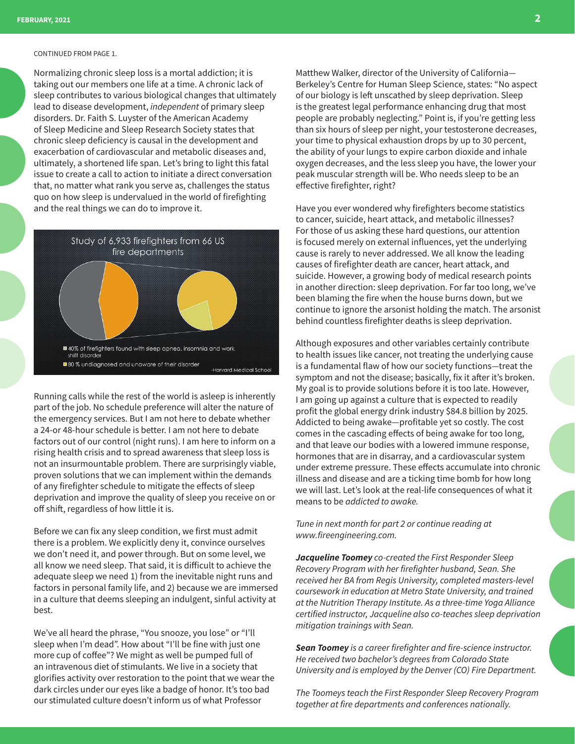CONTINUED FROM PAGE 1.

Normalizing chronic sleep loss is a mortal addiction; it is taking out our members one life at a time. A chronic lack of sleep contributes to various biological changes that ultimately lead to disease development, *independent* of primary sleep disorders. Dr. Faith S. Luyster of the American Academy of Sleep Medicine and Sleep Research Society states that chronic sleep deficiency is causal in the development and exacerbation of cardiovascular and metabolic diseases and, ultimately, a shortened life span. Let's bring to light this fatal issue to create a call to action to initiate a direct conversation that, no matter what rank you serve as, challenges the status quo on how sleep is undervalued in the world of firefighting and the real things we can do to improve it.

Study of 6,933 firefighters from 66 US fire departments

- 40% of firefighters found with sleep apnea, insomnia and work shift disorder
- 80 % undiagnosed and unaware of their disorder

-Harvard Medical School

Running calls while the rest of the world is asleep is inherently part of the job. No schedule preference will alter the nature of the emergency services. But I am not here to debate whether a 24-or 48-hour schedule is better. I am not here to debate factors out of our control (night runs). I am here to inform on a rising health crisis and to spread awareness that sleep loss is not an insurmountable problem. There are surprisingly viable, proven solutions that we can implement within the demands of any firefighter schedule to mitigate the effects of sleep deprivation and improve the quality of sleep you receive on or off shift, regardless of how little it is.

Before we can fix any sleep condition, we first must admit there is a problem. We explicitly deny it, convince ourselves we don't need it, and power through. But on some level, we all know we need sleep. That said, it is difficult to achieve the adequate sleep we need 1) from the inevitable night runs and factors in personal family life, and 2) because we are immersed in a culture that deems sleeping an indulgent, sinful activity at best.

We've all heard the phrase, "You snooze, you lose" or "I'll sleep when I'm dead". How about "I'll be fine with just one more cup of coffee"? We might as well be pumped full of an intravenous diet of stimulants. We live in a society that glorifies activity over restoration to the point that we wear the dark circles under our eyes like a badge of honor. It's too bad our stimulated culture doesn't inform us of what Professor Matthew Walker, director of the University of California—Berkeley's Centre for Human Sleep Science, states: "No aspect of our biology is left unscathed by sleep deprivation. Sleep is the greatest legal performance enhancing drug that most people are probably neglecting." Point is, if you're getting less than six hours of sleep per night, your testosterone decreases, your time to physical exhaustion drops by up to 30 percent, the ability of your lungs to expire carbon dioxide and inhale oxygen decreases, and the less sleep you have, the lower your peak muscular strength will be. Who needs sleep to be an effective firefighter, right?

Have you ever wondered why firefighters become statistics to cancer, suicide, heart attack, and metabolic illnesses? For those of us asking these hard questions, our attention is focused merely on external influences, yet the underlying cause is rarely to never addressed. We all know the leading causes of firefighter death are cancer, heart attack, and suicide. However, a growing body of medical research points in another direction: sleep deprivation. For far too long, we've been blaming the fire when the house burns down, but we continue to ignore the arsonist holding the match. The arsonist behind countless firefighter deaths is sleep deprivation.

Although exposures and other variables certainly contribute to health issues like cancer, not treating the underlying cause is a fundamental flaw of how our society functions—treat the symptom and not the disease; basically, fix it after it's broken. My goal is to provide solutions before it is too late. However, I am going up against a culture that is expected to readily profit the global energy drink industry $84.8 billion by 2025. Addicted to being awake—profitable yet so costly. The cost comes in the cascading effects of being awake for too long, and that leave our bodies with a lowered immune response, hormones that are in disarray, and a cardiovascular system under extreme pressure. These effects accumulate into chronic illness and disease and are a ticking time bomb for how long we will last. Let's look at the real-life consequences of what it means to be *addicted to awake.*

*Tune in next month for part 2 or continue reading at www.fireengineering.com.*

***Jacqueline Toomey*** *co-created the First Responder Sleep Recovery Program with her firefighter husband, Sean. She received her BA from Regis University, completed masters-level coursework in education at Metro State University, and trained at the Nutrition Therapy Institute. As a three-time Yoga Alliance certified instructor, Jacqueline also co-teaches sleep deprivation mitigation trainings with Sean.*

***Sean Toomey*** *is a career firefighter and fire-science instructor. He received two bachelor's degrees from Colorado State University and is employed by the Denver (CO) Fire Department.*

*The Toomeys teach the First Responder Sleep Recovery Program together at fire departments and conferences nationally.*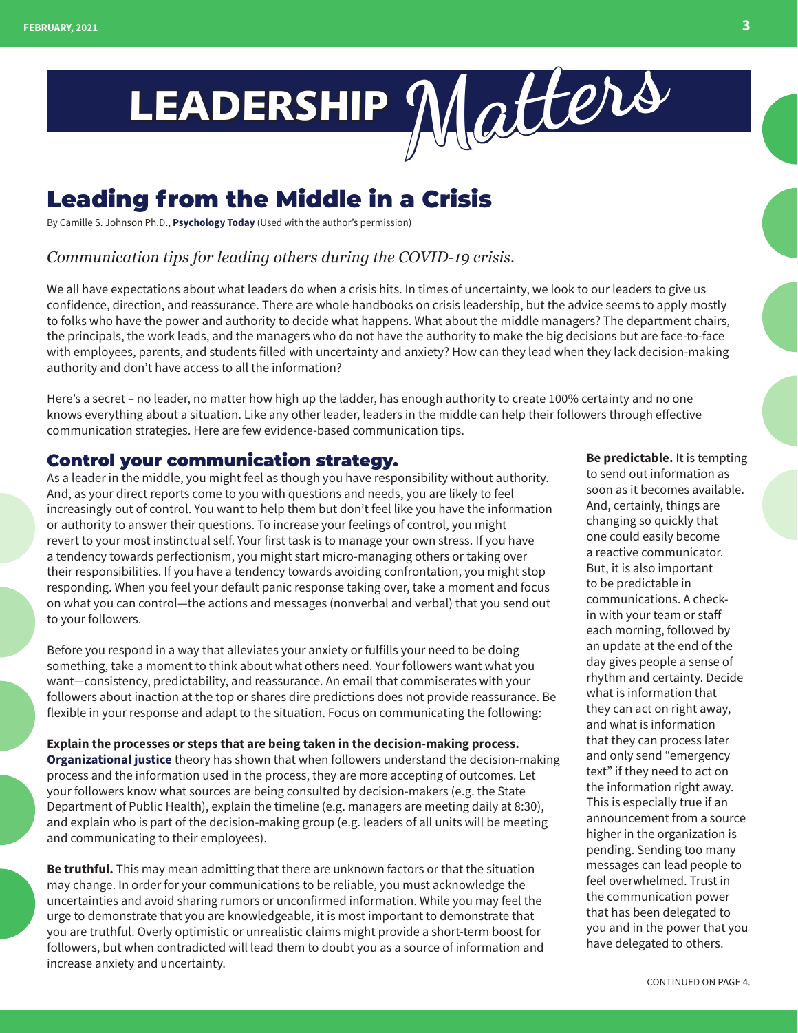# LEADERSHIP *Matters*

## Leading from the Middle in a Crisis

By Camille S. Johnson Ph.D., **Psychology Today** (Used with the author's permission)

*Communication tips for leading others during the COVID-19 crisis.*

We all have expectations about what leaders do when a crisis hits. In times of uncertainty, we look to our leaders to give us confidence, direction, and reassurance. There are whole handbooks on crisis leadership, but the advice seems to apply mostly to folks who have the power and authority to decide what happens. What about the middle managers? The department chairs, the principals, the work leads, and the managers who do not have the authority to make the big decisions but are face-to-face with employees, parents, and students filled with uncertainty and anxiety? How can they lead when they lack decision-making authority and don't have access to all the information?

Here's a secret – no leader, no matter how high up the ladder, has enough authority to create 100% certainty and no one knows everything about a situation. Like any other leader, leaders in the middle can help their followers through effective communication strategies. Here are few evidence-based communication tips.

### Control your communication strategy.

As a leader in the middle, you might feel as though you have responsibility without authority. And, as your direct reports come to you with questions and needs, you are likely to feel increasingly out of control. You want to help them but don't feel like you have the information or authority to answer their questions. To increase your feelings of control, you might revert to your most instinctual self. Your first task is to manage your own stress. If you have a tendency towards perfectionism, you might start micro-managing others or taking over their responsibilities. If you have a tendency towards avoiding confrontation, you might stop responding. When you feel your default panic response taking over, take a moment and focus on what you can control—the actions and messages (nonverbal and verbal) that you send out to your followers.

Before you respond in a way that alleviates your anxiety or fulfills your need to be doing something, take a moment to think about what others need. Your followers want what you want—consistency, predictability, and reassurance. An email that commiserates with your followers about inaction at the top or shares dire predictions does not provide reassurance. Be flexible in your response and adapt to the situation. Focus on communicating the following:

**Explain the processes or steps that are being taken in the decision-making process.** **Organizational justice** theory has shown that when followers understand the decision-making process and the information used in the process, they are more accepting of outcomes. Let your followers know what sources are being consulted by decision-makers (e.g. the State Department of Public Health), explain the timeline (e.g. managers are meeting daily at 8:30), and explain who is part of the decision-making group (e.g. leaders of all units will be meeting and communicating to their employees).

**Be truthful.** This may mean admitting that there are unknown factors or that the situation may change. In order for your communications to be reliable, you must acknowledge the uncertainties and avoid sharing rumors or unconfirmed information. While you may feel the urge to demonstrate that you are knowledgeable, it is most important to demonstrate that you are truthful. Overly optimistic or unrealistic claims might provide a short-term boost for followers, but when contradicted will lead them to doubt you as a source of information and increase anxiety and uncertainty.

**Be predictable.** It is tempting to send out information as soon as it becomes available. And, certainly, things are changing so quickly that one could easily become a reactive communicator. But, it is also important to be predictable in communications. A check-in with your team or staff each morning, followed by an update at the end of the day gives people a sense of rhythm and certainty. Decide what is information that they can act on right away, and what is information that they can process later and only send "emergency text" if they need to act on the information right away. This is especially true if an announcement from a source higher in the organization is pending. Sending too many messages can lead people to feel overwhelmed. Trust in the communication power that has been delegated to you and in the power that you have delegated to others.

CONTINUED ON PAGE 4.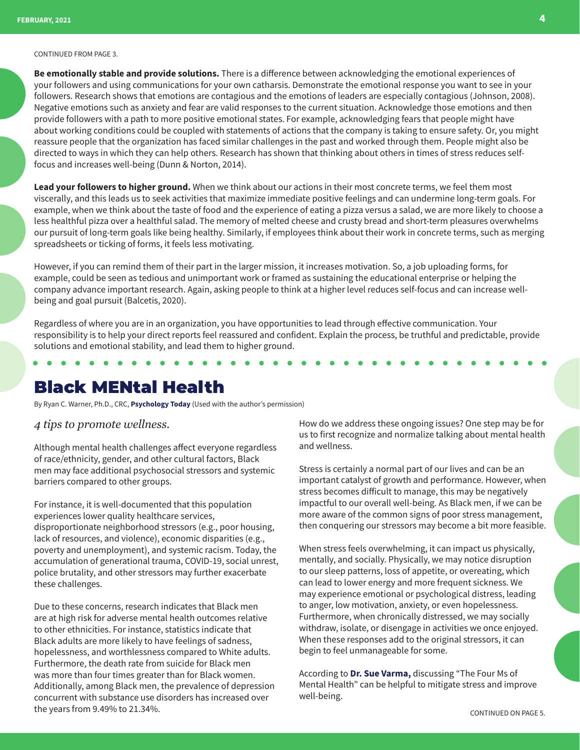CONTINUED FROM PAGE 3.

**Be emotionally stable and provide solutions.** There is a difference between acknowledging the emotional experiences of your followers and using communications for your own catharsis. Demonstrate the emotional response you want to see in your followers. Research shows that emotions are contagious and the emotions of leaders are especially contagious (Johnson, 2008). Negative emotions such as anxiety and fear are valid responses to the current situation. Acknowledge those emotions and then provide followers with a path to more positive emotional states. For example, acknowledging fears that people might have about working conditions could be coupled with statements of actions that the company is taking to ensure safety. Or, you might reassure people that the organization has faced similar challenges in the past and worked through them. People might also be directed to ways in which they can help others. Research has shown that thinking about others in times of stress reduces self-focus and increases well-being (Dunn & Norton, 2014).

**Lead your followers to higher ground.** When we think about our actions in their most concrete terms, we feel them most viscerally, and this leads us to seek activities that maximize immediate positive feelings and can undermine long-term goals. For example, when we think about the taste of food and the experience of eating a pizza versus a salad, we are more likely to choose a less healthful pizza over a healthful salad. The memory of melted cheese and crusty bread and short-term pleasures overwhelms our pursuit of long-term goals like being healthy. Similarly, if employees think about their work in concrete terms, such as merging spreadsheets or ticking of forms, it feels less motivating.

However, if you can remind them of their part in the larger mission, it increases motivation. So, a job uploading forms, for example, could be seen as tedious and unimportant work or framed as sustaining the educational enterprise or helping the company advance important research. Again, asking people to think at a higher level reduces self-focus and can increase well-being and goal pursuit (Balcetis, 2020).

Regardless of where you are in an organization, you have opportunities to lead through effective communication. Your responsibility is to help your direct reports feel reassured and confident. Explain the process, be truthful and predictable, provide solutions and emotional stability, and lead them to higher ground.

# Black MENtal Health

By Ryan C. Warner, Ph.D., CRC, **Psychology Today** (Used with the author's permission)

*4 tips to promote wellness.*

Although mental health challenges affect everyone regardless of race/ethnicity, gender, and other cultural factors, Black men may face additional psychosocial stressors and systemic barriers compared to other groups.

For instance, it is well-documented that this population experiences lower quality healthcare services, disproportionate neighborhood stressors (e.g., poor housing, lack of resources, and violence), economic disparities (e.g., poverty and unemployment), and systemic racism. Today, the accumulation of generational trauma, COVID-19, social unrest, police brutality, and other stressors may further exacerbate these challenges.

Due to these concerns, research indicates that Black men are at high risk for adverse mental health outcomes relative to other ethnicities. For instance, statistics indicate that Black adults are more likely to have feelings of sadness, hopelessness, and worthlessness compared to White adults. Furthermore, the death rate from suicide for Black men was more than four times greater than for Black women. Additionally, among Black men, the prevalence of depression concurrent with substance use disorders has increased over the years from 9.49% to 21.34%.

How do we address these ongoing issues? One step may be for us to first recognize and normalize talking about mental health and wellness.

Stress is certainly a normal part of our lives and can be an important catalyst of growth and performance. However, when stress becomes difficult to manage, this may be negatively impactful to our overall well-being. As Black men, if we can be more aware of the common signs of poor stress management, then conquering our stressors may become a bit more feasible.

When stress feels overwhelming, it can impact us physically, mentally, and socially. Physically, we may notice disruption to our sleep patterns, loss of appetite, or overeating, which can lead to lower energy and more frequent sickness. We may experience emotional or psychological distress, leading to anger, low motivation, anxiety, or even hopelessness. Furthermore, when chronically distressed, we may socially withdraw, isolate, or disengage in activities we once enjoyed. When these responses add to the original stressors, it can begin to feel unmanageable for some.

According to **Dr. Sue Varma,** discussing "The Four Ms of Mental Health" can be helpful to mitigate stress and improve well-being.

CONTINUED ON PAGE 5.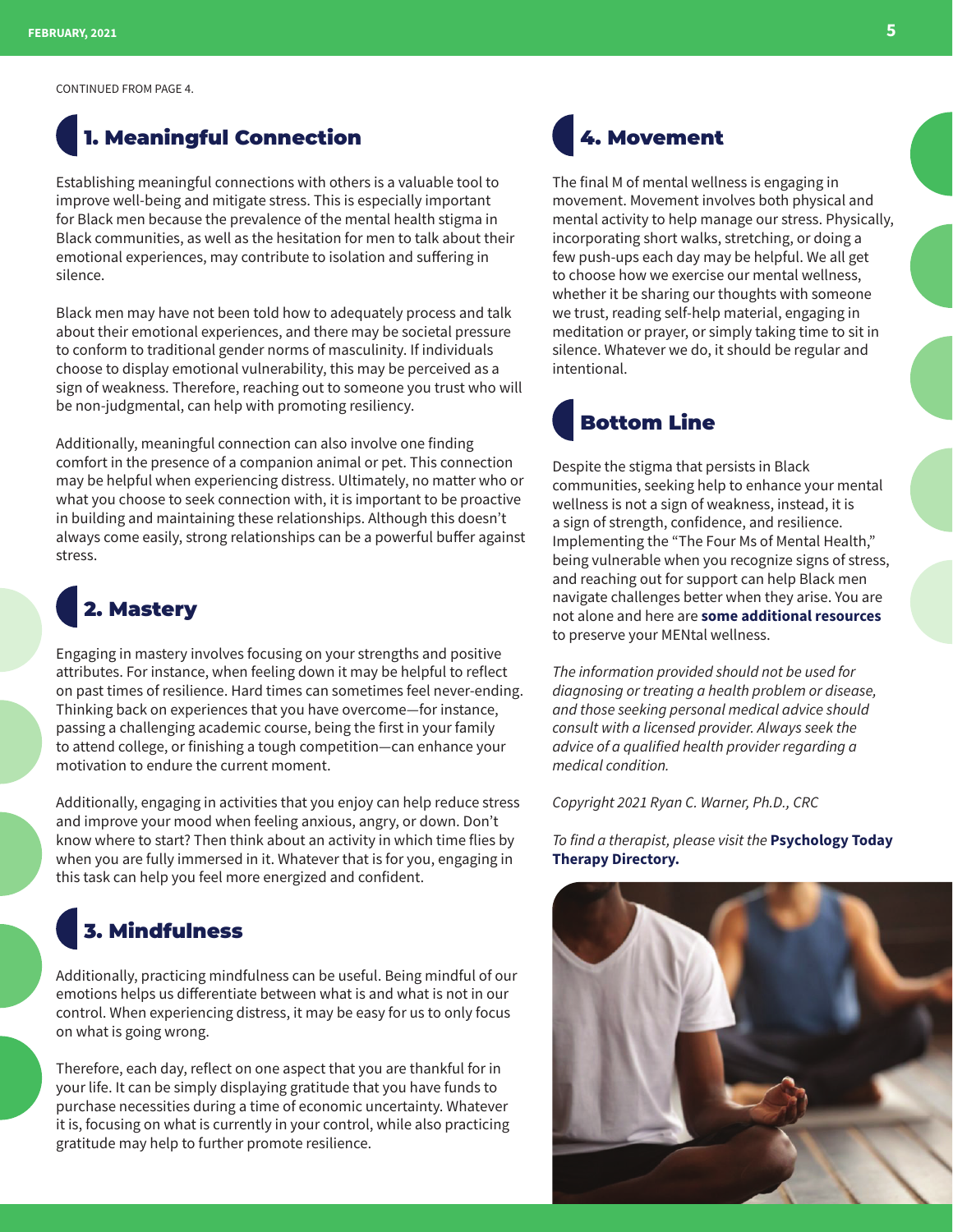CONTINUED FROM PAGE 4.

## 1. Meaningful Connection

Establishing meaningful connections with others is a valuable tool to improve well-being and mitigate stress. This is especially important for Black men because the prevalence of the mental health stigma in Black communities, as well as the hesitation for men to talk about their emotional experiences, may contribute to isolation and suffering in silence.

Black men may have not been told how to adequately process and talk about their emotional experiences, and there may be societal pressure to conform to traditional gender norms of masculinity. If individuals choose to display emotional vulnerability, this may be perceived as a sign of weakness. Therefore, reaching out to someone you trust who will be non-judgmental, can help with promoting resiliency.

Additionally, meaningful connection can also involve one finding comfort in the presence of a companion animal or pet. This connection may be helpful when experiencing distress. Ultimately, no matter who or what you choose to seek connection with, it is important to be proactive in building and maintaining these relationships. Although this doesn't always come easily, strong relationships can be a powerful buffer against stress.

## 2. Mastery

Engaging in mastery involves focusing on your strengths and positive attributes. For instance, when feeling down it may be helpful to reflect on past times of resilience. Hard times can sometimes feel never-ending. Thinking back on experiences that you have overcome—for instance, passing a challenging academic course, being the first in your family to attend college, or finishing a tough competition—can enhance your motivation to endure the current moment.

Additionally, engaging in activities that you enjoy can help reduce stress and improve your mood when feeling anxious, angry, or down. Don't know where to start? Then think about an activity in which time flies by when you are fully immersed in it. Whatever that is for you, engaging in this task can help you feel more energized and confident.

## 3. Mindfulness

Additionally, practicing mindfulness can be useful. Being mindful of our emotions helps us differentiate between what is and what is not in our control. When experiencing distress, it may be easy for us to only focus on what is going wrong.

Therefore, each day, reflect on one aspect that you are thankful for in your life. It can be simply displaying gratitude that you have funds to purchase necessities during a time of economic uncertainty. Whatever it is, focusing on what is currently in your control, while also practicing gratitude may help to further promote resilience.

## 4. Movement

The final M of mental wellness is engaging in movement. Movement involves both physical and mental activity to help manage our stress. Physically, incorporating short walks, stretching, or doing a few push-ups each day may be helpful. We all get to choose how we exercise our mental wellness, whether it be sharing our thoughts with someone we trust, reading self-help material, engaging in meditation or prayer, or simply taking time to sit in silence. Whatever we do, it should be regular and intentional.

## Bottom Line

Despite the stigma that persists in Black communities, seeking help to enhance your mental wellness is not a sign of weakness, instead, it is a sign of strength, confidence, and resilience. Implementing the "The Four Ms of Mental Health," being vulnerable when you recognize signs of stress, and reaching out for support can help Black men navigate challenges better when they arise. You are not alone and here are **some additional resources** to preserve your MENtal wellness.

*The information provided should not be used for diagnosing or treating a health problem or disease, and those seeking personal medical advice should consult with a licensed provider. Always seek the advice of a qualified health provider regarding a medical condition.*

*Copyright 2021 Ryan C. Warner, Ph.D., CRC*

*To find a therapist, please visit the* ***Psychology Today Therapy Directory.***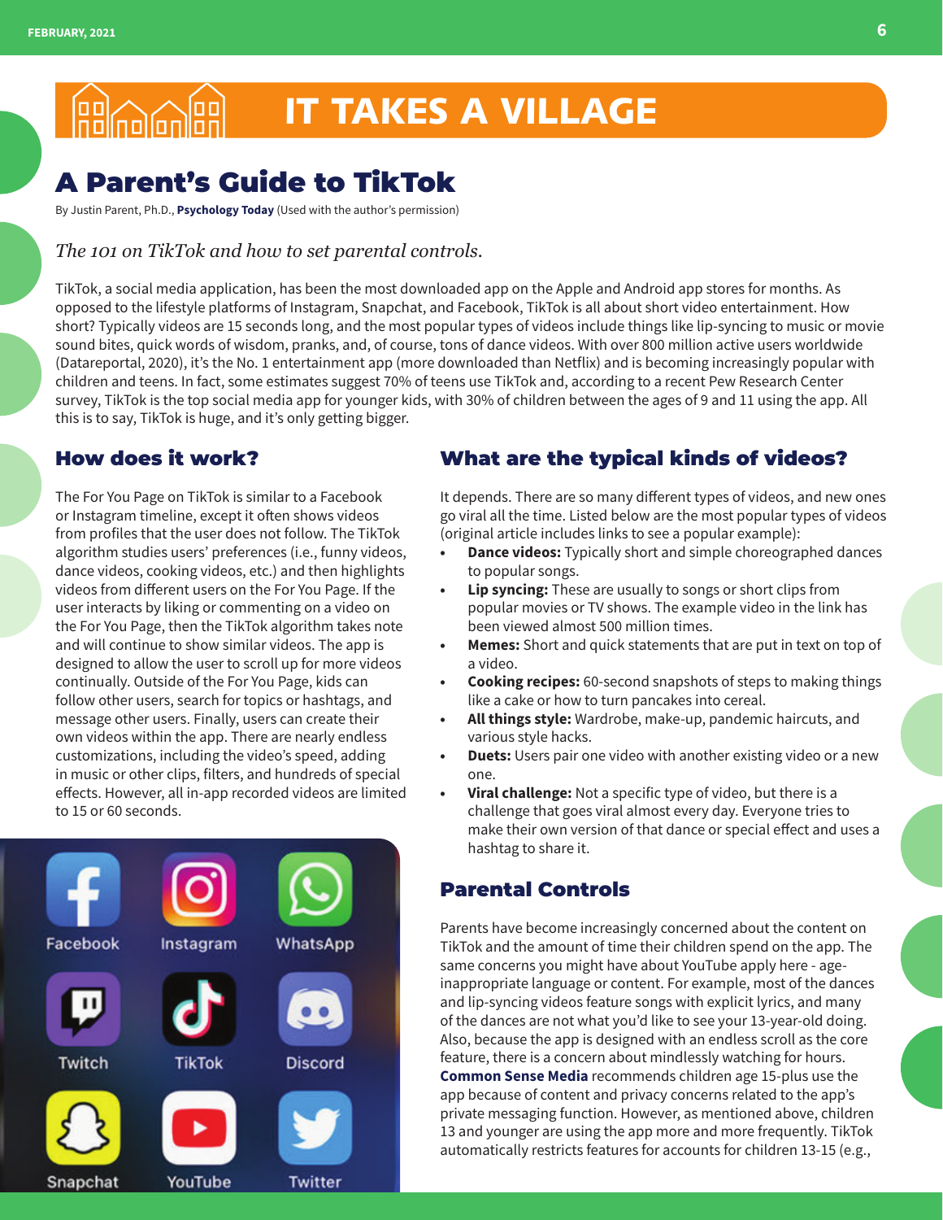# IT TAKES A VILLAGE

## A Parent's Guide to TikTok

By Justin Parent, Ph.D., **Psychology Today** (Used with the author's permission)

*The 101 on TikTok and how to set parental controls.*

TikTok, a social media application, has been the most downloaded app on the Apple and Android app stores for months. As opposed to the lifestyle platforms of Instagram, Snapchat, and Facebook, TikTok is all about short video entertainment. How short? Typically videos are 15 seconds long, and the most popular types of videos include things like lip-syncing to music or movie sound bites, quick words of wisdom, pranks, and, of course, tons of dance videos. With over 800 million active users worldwide (Datareportal, 2020), it's the No. 1 entertainment app (more downloaded than Netflix) and is becoming increasingly popular with children and teens. In fact, some estimates suggest 70% of teens use TikTok and, according to a recent Pew Research Center survey, TikTok is the top social media app for younger kids, with 30% of children between the ages of 9 and 11 using the app. All this is to say, TikTok is huge, and it's only getting bigger.

### How does it work?

The For You Page on TikTok is similar to a Facebook or Instagram timeline, except it often shows videos from profiles that the user does not follow. The TikTok algorithm studies users' preferences (i.e., funny videos, dance videos, cooking videos, etc.) and then highlights videos from different users on the For You Page. If the user interacts by liking or commenting on a video on the For You Page, then the TikTok algorithm takes note and will continue to show similar videos. The app is designed to allow the user to scroll up for more videos continually. Outside of the For You Page, kids can follow other users, search for topics or hashtags, and message other users. Finally, users can create their own videos within the app. There are nearly endless customizations, including the video's speed, adding in music or other clips, filters, and hundreds of special effects. However, all in-app recorded videos are limited to 15 or 60 seconds.

### What are the typical kinds of videos?

It depends. There are so many different types of videos, and new ones go viral all the time. Listed below are the most popular types of videos (original article includes links to see a popular example):

- **Dance videos:** Typically short and simple choreographed dances to popular songs.
- **Lip syncing:** These are usually to songs or short clips from popular movies or TV shows. The example video in the link has been viewed almost 500 million times.
- **Memes:** Short and quick statements that are put in text on top of a video.
- **Cooking recipes:** 60-second snapshots of steps to making things like a cake or how to turn pancakes into cereal.
- **All things style:** Wardrobe, make-up, pandemic haircuts, and various style hacks.
- **Duets:** Users pair one video with another existing video or a new one.
- **Viral challenge:** Not a specific type of video, but there is a challenge that goes viral almost every day. Everyone tries to make their own version of that dance or special effect and uses a hashtag to share it.

### Parental Controls

Parents have become increasingly concerned about the content on TikTok and the amount of time their children spend on the app. The same concerns you might have about YouTube apply here - age-inappropriate language or content. For example, most of the dances and lip-syncing videos feature songs with explicit lyrics, and many of the dances are not what you'd like to see your 13-year-old doing. Also, because the app is designed with an endless scroll as the core feature, there is a concern about mindlessly watching for hours. **Common Sense Media** recommends children age 15-plus use the app because of content and privacy concerns related to the app's private messaging function. However, as mentioned above, children 13 and younger are using the app more and more frequently. TikTok automatically restricts features for accounts for children 13-15 (e.g.,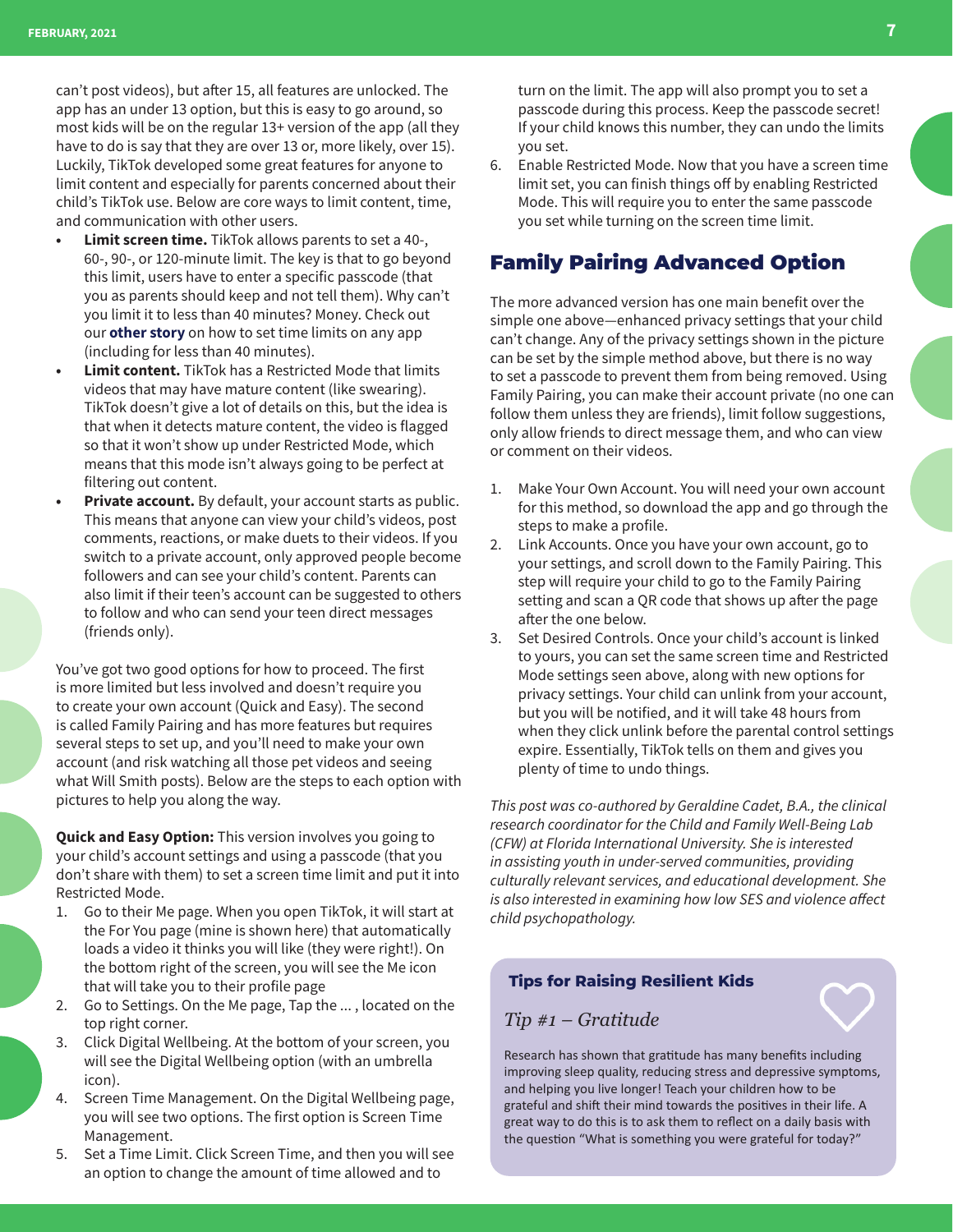can't post videos), but after 15, all features are unlocked. The app has an under 13 option, but this is easy to go around, so most kids will be on the regular 13+ version of the app (all they have to do is say that they are over 13 or, more likely, over 15). Luckily, TikTok developed some great features for anyone to limit content and especially for parents concerned about their child's TikTok use. Below are core ways to limit content, time, and communication with other users.

- **Limit screen time.** TikTok allows parents to set a 40-, 60-, 90-, or 120-minute limit. The key is that to go beyond this limit, users have to enter a specific passcode (that you as parents should keep and not tell them). Why can't you limit it to less than 40 minutes? Money. Check out our **other story** on how to set time limits on any app (including for less than 40 minutes).
- **Limit content.** TikTok has a Restricted Mode that limits videos that may have mature content (like swearing). TikTok doesn't give a lot of details on this, but the idea is that when it detects mature content, the video is flagged so that it won't show up under Restricted Mode, which means that this mode isn't always going to be perfect at filtering out content.
- **Private account.** By default, your account starts as public. This means that anyone can view your child's videos, post comments, reactions, or make duets to their videos. If you switch to a private account, only approved people become followers and can see your child's content. Parents can also limit if their teen's account can be suggested to others to follow and who can send your teen direct messages (friends only).

You've got two good options for how to proceed. The first is more limited but less involved and doesn't require you to create your own account (Quick and Easy). The second is called Family Pairing and has more features but requires several steps to set up, and you'll need to make your own account (and risk watching all those pet videos and seeing what Will Smith posts). Below are the steps to each option with pictures to help you along the way.

**Quick and Easy Option:** This version involves you going to your child's account settings and using a passcode (that you don't share with them) to set a screen time limit and put it into Restricted Mode.

1. Go to their Me page. When you open TikTok, it will start at the For You page (mine is shown here) that automatically loads a video it thinks you will like (they were right!). On the bottom right of the screen, you will see the Me icon that will take you to their profile page
2. Go to Settings. On the Me page, Tap the ... , located on the top right corner.
3. Click Digital Wellbeing. At the bottom of your screen, you will see the Digital Wellbeing option (with an umbrella icon).
4. Screen Time Management. On the Digital Wellbeing page, you will see two options. The first option is Screen Time Management.
5. Set a Time Limit. Click Screen Time, and then you will see an option to change the amount of time allowed and to turn on the limit. The app will also prompt you to set a passcode during this process. Keep the passcode secret! If your child knows this number, they can undo the limits you set.
6. Enable Restricted Mode. Now that you have a screen time limit set, you can finish things off by enabling Restricted Mode. This will require you to enter the same passcode you set while turning on the screen time limit.

## Family Pairing Advanced Option

The more advanced version has one main benefit over the simple one above—enhanced privacy settings that your child can't change. Any of the privacy settings shown in the picture can be set by the simple method above, but there is no way to set a passcode to prevent them from being removed. Using Family Pairing, you can make their account private (no one can follow them unless they are friends), limit follow suggestions, only allow friends to direct message them, and who can view or comment on their videos.

1. Make Your Own Account. You will need your own account for this method, so download the app and go through the steps to make a profile.
2. Link Accounts. Once you have your own account, go to your settings, and scroll down to the Family Pairing. This step will require your child to go to the Family Pairing setting and scan a QR code that shows up after the page after the one below.
3. Set Desired Controls. Once your child's account is linked to yours, you can set the same screen time and Restricted Mode settings seen above, along with new options for privacy settings. Your child can unlink from your account, but you will be notified, and it will take 48 hours from when they click unlink before the parental control settings expire. Essentially, TikTok tells on them and gives you plenty of time to undo things.

*This post was co-authored by Geraldine Cadet, B.A., the clinical research coordinator for the Child and Family Well-Being Lab (CFW) at Florida International University. She is interested in assisting youth in under-served communities, providing culturally relevant services, and educational development. She is also interested in examining how low SES and violence affect child psychopathology.*

### Tips for Raising Resilient Kids

*Tip #1 – Gratitude*

Research has shown that gratitude has many benefits including improving sleep quality, reducing stress and depressive symptoms, and helping you live longer! Teach your children how to be grateful and shift their mind towards the positives in their life. A great way to do this is to ask them to reflect on a daily basis with the question "What is something you were grateful for today?"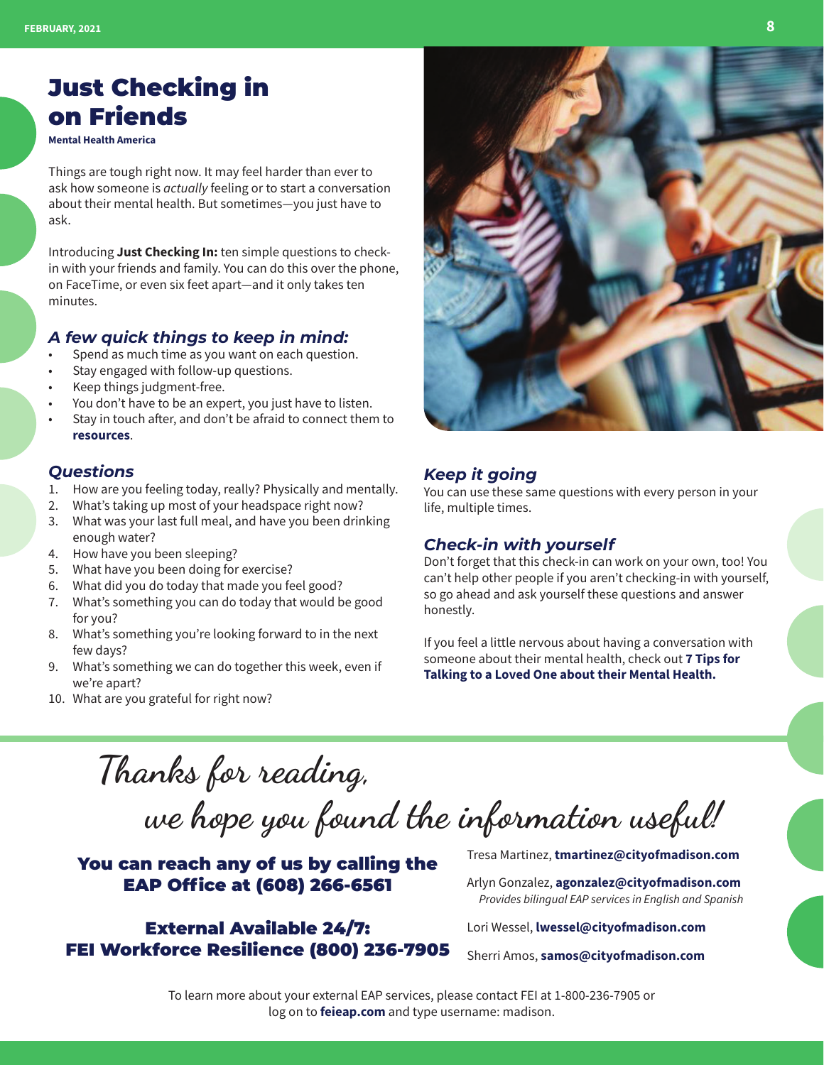# Just Checking in on Friends

**Mental Health America**

Things are tough right now. It may feel harder than ever to ask how someone is *actually* feeling or to start a conversation about their mental health. But sometimes—you just have to ask.

Introducing **Just Checking In:** ten simple questions to check-in with your friends and family. You can do this over the phone, on FaceTime, or even six feet apart—and it only takes ten minutes.

### *A few quick things to keep in mind:*

- Spend as much time as you want on each question.
- Stay engaged with follow-up questions.
- Keep things judgment-free.
- You don't have to be an expert, you just have to listen.
- Stay in touch after, and don't be afraid to connect them to **resources**.

### *Questions*

1. How are you feeling today, really? Physically and mentally.
2. What's taking up most of your headspace right now?
3. What was your last full meal, and have you been drinking enough water?
4. How have you been sleeping?
5. What have you been doing for exercise?
6. What did you do today that made you feel good?
7. What's something you can do today that would be good for you?
8. What's something you're looking forward to in the next few days?
9. What's something we can do together this week, even if we're apart?
10. What are you grateful for right now?

### *Keep it going*

You can use these same questions with every person in your life, multiple times.

### *Check-in with yourself*

Don't forget that this check-in can work on your own, too! You can't help other people if you aren't checking-in with yourself, so go ahead and ask yourself these questions and answer honestly.

If you feel a little nervous about having a conversation with someone about their mental health, check out **7 Tips for Talking to a Loved One about their Mental Health.**

## Thanks for reading, we hope you found the information useful!

**You can reach any of us by calling the EAP Office at (608) 266-6561**

**External Available 24/7: FEI Workforce Resilience (800) 236-7905**

Tresa Martinez, **tmartinez@cityofmadison.com**

Arlyn Gonzalez, **agonzalez@cityofmadison.com**
*Provides bilingual EAP services in English and Spanish*

Lori Wessel, **lwessel@cityofmadison.com**

Sherri Amos, **samos@cityofmadison.com**

To learn more about your external EAP services, please contact FEI at 1-800-236-7905 or log on to **feieap.com** and type username: madison.